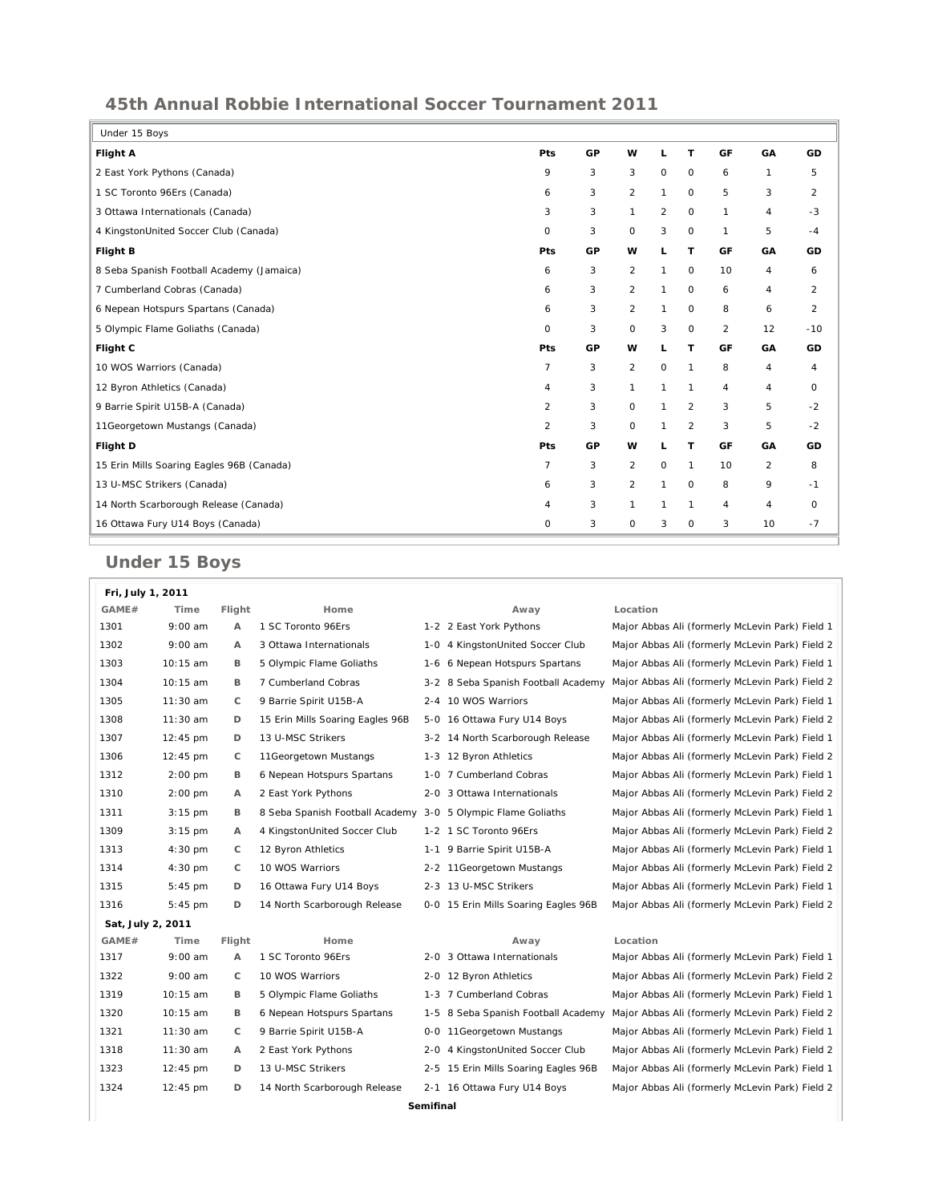## 45th Annual Robbie International Soccer Tournament 2011

| Under 15 Boys | | | | | | | | |
|---|---|---|---|---|---|---|---|---|
| **Flight A** | **Pts** | **GP** | **W** | **L** | **T** | **GF** | **GA** | **GD** |
| 2 East York Pythons (Canada) | 9 | 3 | 3 | 0 | 0 | 6 | 1 | 5 |
| 1 SC Toronto 96Ers (Canada) | 6 | 3 | 2 | 1 | 0 | 5 | 3 | 2 |
| 3 Ottawa Internationals (Canada) | 3 | 3 | 1 | 2 | 0 | 1 | 4 | -3 |
| 4 KingstonUnited Soccer Club (Canada) | 0 | 3 | 0 | 3 | 0 | 1 | 5 | -4 |
| **Flight B** | **Pts** | **GP** | **W** | **L** | **T** | **GF** | **GA** | **GD** |
| 8 Seba Spanish Football Academy (Jamaica) | 6 | 3 | 2 | 1 | 0 | 10 | 4 | 6 |
| 7 Cumberland Cobras (Canada) | 6 | 3 | 2 | 1 | 0 | 6 | 4 | 2 |
| 6 Nepean Hotspurs Spartans (Canada) | 6 | 3 | 2 | 1 | 0 | 8 | 6 | 2 |
| 5 Olympic Flame Goliaths (Canada) | 0 | 3 | 0 | 3 | 0 | 2 | 12 | -10 |
| **Flight C** | **Pts** | **GP** | **W** | **L** | **T** | **GF** | **GA** | **GD** |
| 10 WOS Warriors (Canada) | 7 | 3 | 2 | 0 | 1 | 8 | 4 | 4 |
| 12 Byron Athletics (Canada) | 4 | 3 | 1 | 1 | 1 | 4 | 4 | 0 |
| 9 Barrie Spirit U15B-A (Canada) | 2 | 3 | 0 | 1 | 2 | 3 | 5 | -2 |
| 11Georgetown Mustangs (Canada) | 2 | 3 | 0 | 1 | 2 | 3 | 5 | -2 |
| **Flight D** | **Pts** | **GP** | **W** | **L** | **T** | **GF** | **GA** | **GD** |
| 15 Erin Mills Soaring Eagles 96B (Canada) | 7 | 3 | 2 | 0 | 1 | 10 | 2 | 8 |
| 13 U-MSC Strikers (Canada) | 6 | 3 | 2 | 1 | 0 | 8 | 9 | -1 |
| 14 North Scarborough Release (Canada) | 4 | 3 | 1 | 1 | 1 | 4 | 4 | 0 |
| 16 Ottawa Fury U14 Boys (Canada) | 0 | 3 | 0 | 3 | 0 | 3 | 10 | -7 |

## Under 15 Boys

**Fri, July 1, 2011**

| GAME# | Time | Flight | Home | | Away | Location |
|---|---|---|---|---|---|---|
| 1301 | 9:00 am | A | 1 SC Toronto 96Ers | 1-2 | 2 East York Pythons | Major Abbas Ali (formerly McLevin Park) Field 1 |
| 1302 | 9:00 am | A | 3 Ottawa Internationals | 1-0 | 4 KingstonUnited Soccer Club | Major Abbas Ali (formerly McLevin Park) Field 2 |
| 1303 | 10:15 am | B | 5 Olympic Flame Goliaths | 1-6 | 6 Nepean Hotspurs Spartans | Major Abbas Ali (formerly McLevin Park) Field 1 |
| 1304 | 10:15 am | B | 7 Cumberland Cobras | 3-2 | 8 Seba Spanish Football Academy | Major Abbas Ali (formerly McLevin Park) Field 2 |
| 1305 | 11:30 am | C | 9 Barrie Spirit U15B-A | 2-4 | 10 WOS Warriors | Major Abbas Ali (formerly McLevin Park) Field 1 |
| 1308 | 11:30 am | D | 15 Erin Mills Soaring Eagles 96B | 5-0 | 16 Ottawa Fury U14 Boys | Major Abbas Ali (formerly McLevin Park) Field 2 |
| 1307 | 12:45 pm | D | 13 U-MSC Strikers | 3-2 | 14 North Scarborough Release | Major Abbas Ali (formerly McLevin Park) Field 1 |
| 1306 | 12:45 pm | C | 11Georgetown Mustangs | 1-3 | 12 Byron Athletics | Major Abbas Ali (formerly McLevin Park) Field 2 |
| 1312 | 2:00 pm | B | 6 Nepean Hotspurs Spartans | 1-0 | 7 Cumberland Cobras | Major Abbas Ali (formerly McLevin Park) Field 1 |
| 1310 | 2:00 pm | A | 2 East York Pythons | 2-0 | 3 Ottawa Internationals | Major Abbas Ali (formerly McLevin Park) Field 2 |
| 1311 | 3:15 pm | B | 8 Seba Spanish Football Academy | 3-0 | 5 Olympic Flame Goliaths | Major Abbas Ali (formerly McLevin Park) Field 1 |
| 1309 | 3:15 pm | A | 4 KingstonUnited Soccer Club | 1-2 | 1 SC Toronto 96Ers | Major Abbas Ali (formerly McLevin Park) Field 2 |
| 1313 | 4:30 pm | C | 12 Byron Athletics | 1-1 | 9 Barrie Spirit U15B-A | Major Abbas Ali (formerly McLevin Park) Field 1 |
| 1314 | 4:30 pm | C | 10 WOS Warriors | 2-2 | 11Georgetown Mustangs | Major Abbas Ali (formerly McLevin Park) Field 2 |
| 1315 | 5:45 pm | D | 16 Ottawa Fury U14 Boys | 2-3 | 13 U-MSC Strikers | Major Abbas Ali (formerly McLevin Park) Field 1 |
| 1316 | 5:45 pm | D | 14 North Scarborough Release | 0-0 | 15 Erin Mills Soaring Eagles 96B | Major Abbas Ali (formerly McLevin Park) Field 2 |

**Sat, July 2, 2011**

| GAME# | Time | Flight | Home | | Away | Location |
|---|---|---|---|---|---|---|
| 1317 | 9:00 am | A | 1 SC Toronto 96Ers | 2-0 | 3 Ottawa Internationals | Major Abbas Ali (formerly McLevin Park) Field 1 |
| 1322 | 9:00 am | C | 10 WOS Warriors | 2-0 | 12 Byron Athletics | Major Abbas Ali (formerly McLevin Park) Field 2 |
| 1319 | 10:15 am | B | 5 Olympic Flame Goliaths | 1-3 | 7 Cumberland Cobras | Major Abbas Ali (formerly McLevin Park) Field 1 |
| 1320 | 10:15 am | B | 6 Nepean Hotspurs Spartans | 1-5 | 8 Seba Spanish Football Academy | Major Abbas Ali (formerly McLevin Park) Field 2 |
| 1321 | 11:30 am | C | 9 Barrie Spirit U15B-A | 0-0 | 11Georgetown Mustangs | Major Abbas Ali (formerly McLevin Park) Field 1 |
| 1318 | 11:30 am | A | 2 East York Pythons | 2-0 | 4 KingstonUnited Soccer Club | Major Abbas Ali (formerly McLevin Park) Field 2 |
| 1323 | 12:45 pm | D | 13 U-MSC Strikers | 2-5 | 15 Erin Mills Soaring Eagles 96B | Major Abbas Ali (formerly McLevin Park) Field 1 |
| 1324 | 12:45 pm | D | 14 North Scarborough Release | 2-1 | 16 Ottawa Fury U14 Boys | Major Abbas Ali (formerly McLevin Park) Field 2 |

**Semifinal**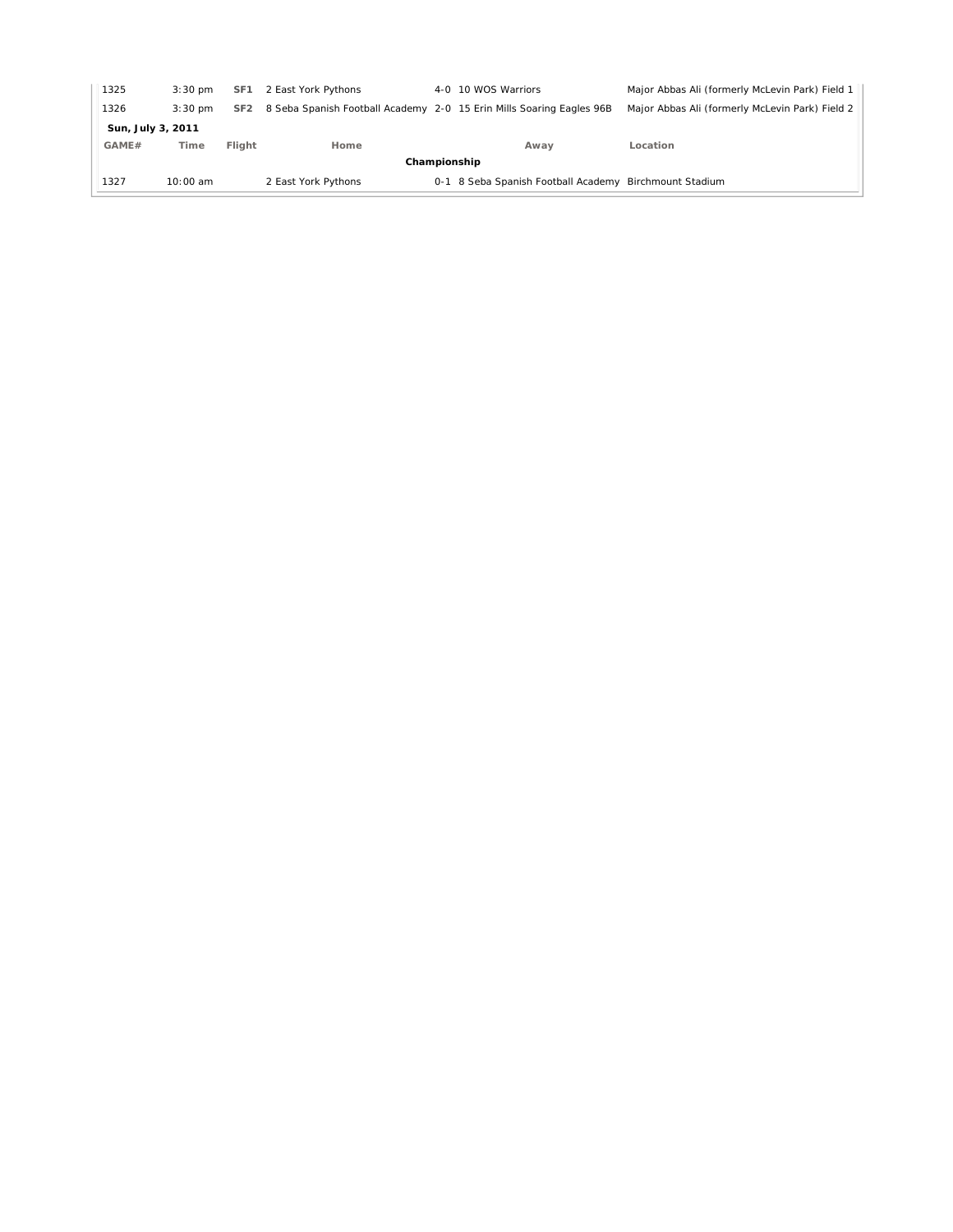| | | | | | | |
|---|---|---|---|---|---|---|
| 1325 | 3:30 pm | SF1 | 2 East York Pythons | 4-0 | 10 WOS Warriors | Major Abbas Ali (formerly McLevin Park) Field 1 |
| 1326 | 3:30 pm | SF2 | 8 Seba Spanish Football Academy | 2-0 | 15 Erin Mills Soaring Eagles 96B | Major Abbas Ali (formerly McLevin Park) Field 2 |

**Sun, July 3, 2011**

| GAME# | Time | Flight | Home | | Away | Location |
|---|---|---|---|---|---|---|
| | | | | **Championship** | | |
| 1327 | 10:00 am | | 2 East York Pythons | 0-1 | 8 Seba Spanish Football Academy | Birchmount Stadium |